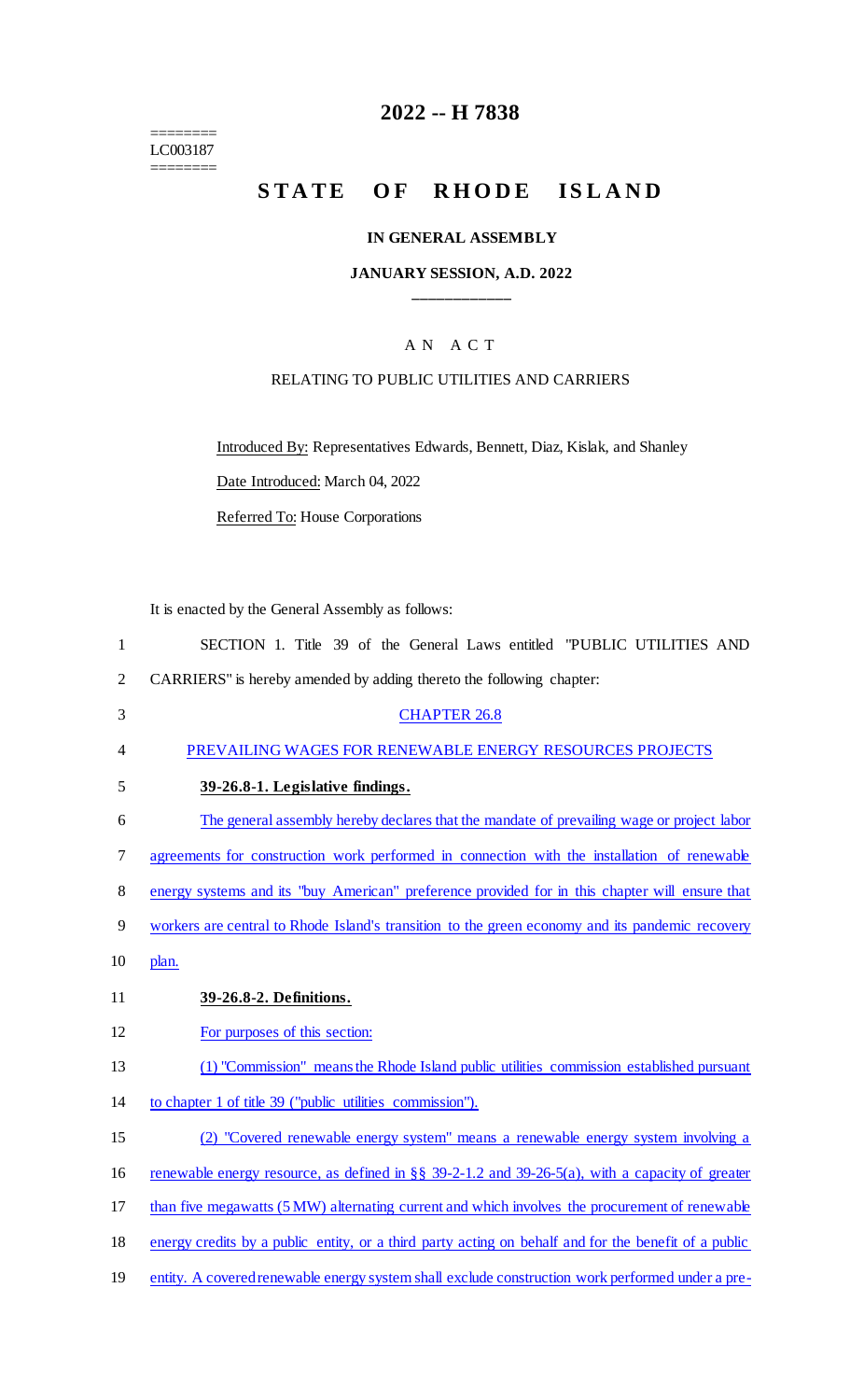========
LC003187
========

# 2022 -- H 7838

# STATE OF RHODE ISLAND

**IN GENERAL ASSEMBLY**

**JANUARY SESSION, A.D. 2022**

A N A C T

RELATING TO PUBLIC UTILITIES AND CARRIERS

Introduced By: Representatives Edwards, Bennett, Diaz, Kislak, and Shanley

Date Introduced: March 04, 2022

Referred To: House Corporations

It is enacted by the General Assembly as follows:

1 SECTION 1. Title 39 of the General Laws entitled "PUBLIC UTILITIES AND
2 CARRIERS" is hereby amended by adding thereto the following chapter:

3 CHAPTER 26.8

4 PREVAILING WAGES FOR RENEWABLE ENERGY RESOURCES PROJECTS

5 **39-26.8-1. Legislative findings.**

6 The general assembly hereby declares that the mandate of prevailing wage or project labor
7 agreements for construction work performed in connection with the installation of renewable
8 energy systems and its "buy American" preference provided for in this chapter will ensure that
9 workers are central to Rhode Island's transition to the green economy and its pandemic recovery
10 plan.

11 **39-26.8-2. Definitions.**

12 For purposes of this section:

13 (1) "Commission" means the Rhode Island public utilities commission established pursuant
14 to chapter 1 of title 39 ("public utilities commission").

15 (2) "Covered renewable energy system" means a renewable energy system involving a
16 renewable energy resource, as defined in §§ 39-2-1.2 and 39-26-5(a), with a capacity of greater
17 than five megawatts (5 MW) alternating current and which involves the procurement of renewable
18 energy credits by a public entity, or a third party acting on behalf and for the benefit of a public
19 entity. A covered renewable energy system shall exclude construction work performed under a pre-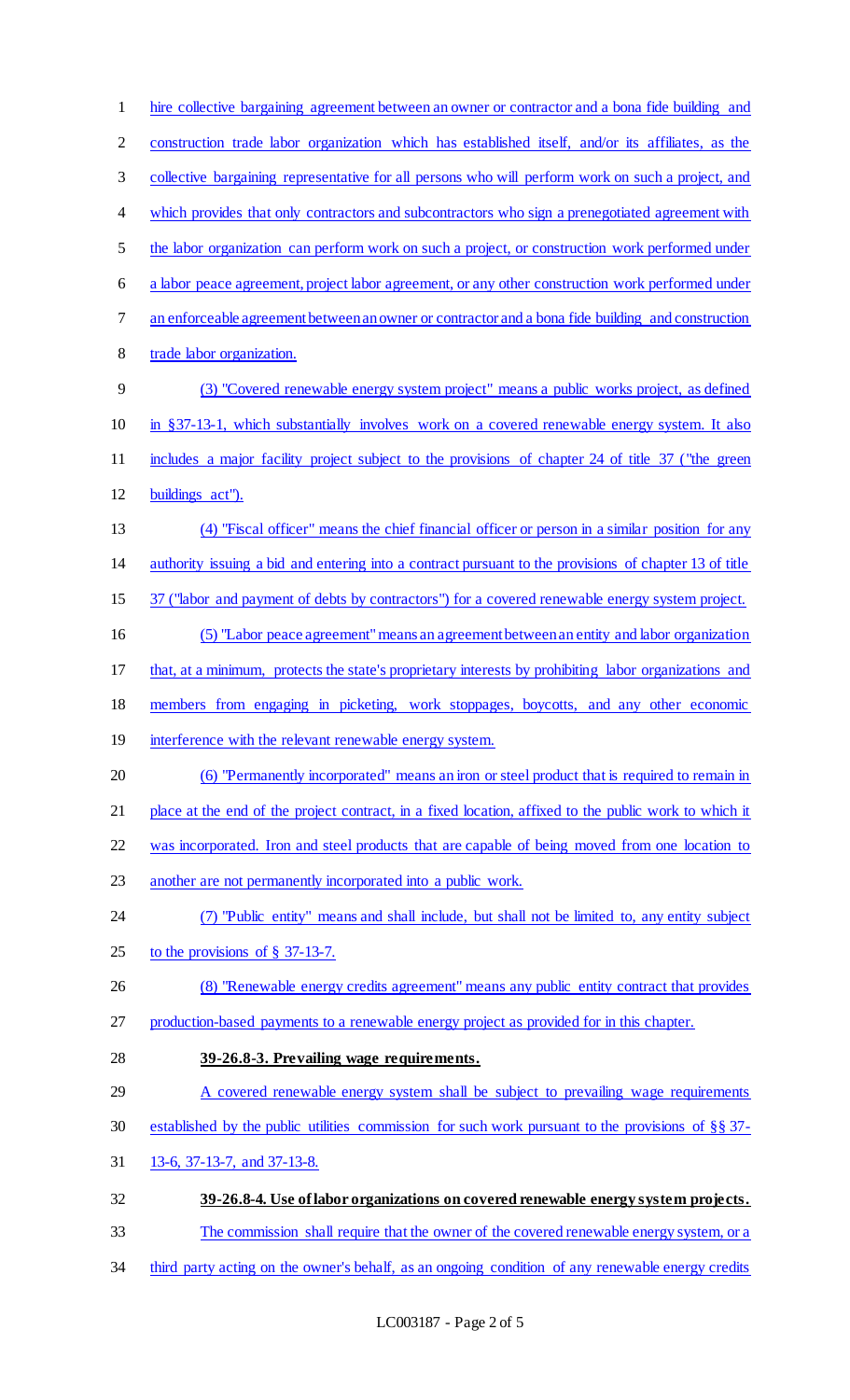hire collective bargaining agreement between an owner or contractor and a bona fide building and construction trade labor organization which has established itself, and/or its affiliates, as the collective bargaining representative for all persons who will perform work on such a project, and which provides that only contractors and subcontractors who sign a prenegotiated agreement with the labor organization can perform work on such a project, or construction work performed under a labor peace agreement, project labor agreement, or any other construction work performed under an enforceable agreement between an owner or contractor and a bona fide building and construction trade labor organization.

(3) "Covered renewable energy system project" means a public works project, as defined in §37-13-1, which substantially involves work on a covered renewable energy system. It also includes a major facility project subject to the provisions of chapter 24 of title 37 ("the green buildings act").

(4) "Fiscal officer" means the chief financial officer or person in a similar position for any authority issuing a bid and entering into a contract pursuant to the provisions of chapter 13 of title 37 ("labor and payment of debts by contractors") for a covered renewable energy system project.

(5) "Labor peace agreement" means an agreement between an entity and labor organization that, at a minimum, protects the state's proprietary interests by prohibiting labor organizations and members from engaging in picketing, work stoppages, boycotts, and any other economic interference with the relevant renewable energy system.

(6) "Permanently incorporated" means an iron or steel product that is required to remain in place at the end of the project contract, in a fixed location, affixed to the public work to which it was incorporated. Iron and steel products that are capable of being moved from one location to another are not permanently incorporated into a public work.

(7) "Public entity" means and shall include, but shall not be limited to, any entity subject to the provisions of § 37-13-7.

(8) "Renewable energy credits agreement" means any public entity contract that provides production-based payments to a renewable energy project as provided for in this chapter.

**39-26.8-3. Prevailing wage requirements.**

A covered renewable energy system shall be subject to prevailing wage requirements established by the public utilities commission for such work pursuant to the provisions of §§ 37-13-6, 37-13-7, and 37-13-8.

**39-26.8-4. Use of labor organizations on covered renewable energy system projects.**

The commission shall require that the owner of the covered renewable energy system, or a third party acting on the owner's behalf, as an ongoing condition of any renewable energy credits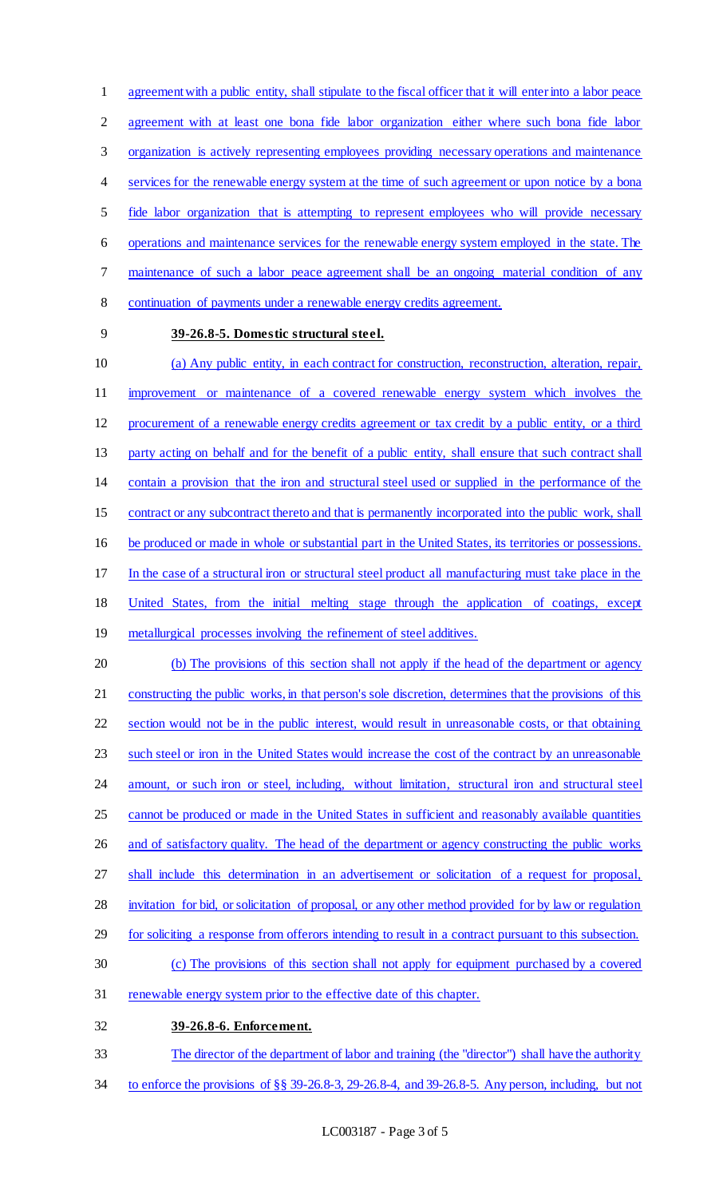agreement with a public entity, shall stipulate to the fiscal officer that it will enter into a labor peace agreement with at least one bona fide labor organization either where such bona fide labor organization is actively representing employees providing necessary operations and maintenance services for the renewable energy system at the time of such agreement or upon notice by a bona fide labor organization that is attempting to represent employees who will provide necessary operations and maintenance services for the renewable energy system employed in the state. The maintenance of such a labor peace agreement shall be an ongoing material condition of any continuation of payments under a renewable energy credits agreement.

**39-26.8-5. Domestic structural steel.**

(a) Any public entity, in each contract for construction, reconstruction, alteration, repair, improvement or maintenance of a covered renewable energy system which involves the procurement of a renewable energy credits agreement or tax credit by a public entity, or a third party acting on behalf and for the benefit of a public entity, shall ensure that such contract shall contain a provision that the iron and structural steel used or supplied in the performance of the contract or any subcontract thereto and that is permanently incorporated into the public work, shall be produced or made in whole or substantial part in the United States, its territories or possessions. In the case of a structural iron or structural steel product all manufacturing must take place in the United States, from the initial melting stage through the application of coatings, except metallurgical processes involving the refinement of steel additives.

(b) The provisions of this section shall not apply if the head of the department or agency constructing the public works, in that person's sole discretion, determines that the provisions of this section would not be in the public interest, would result in unreasonable costs, or that obtaining such steel or iron in the United States would increase the cost of the contract by an unreasonable amount, or such iron or steel, including, without limitation, structural iron and structural steel cannot be produced or made in the United States in sufficient and reasonably available quantities and of satisfactory quality. The head of the department or agency constructing the public works shall include this determination in an advertisement or solicitation of a request for proposal, invitation for bid, or solicitation of proposal, or any other method provided for by law or regulation for soliciting a response from offerors intending to result in a contract pursuant to this subsection.

(c) The provisions of this section shall not apply for equipment purchased by a covered renewable energy system prior to the effective date of this chapter.

**39-26.8-6. Enforcement.**

The director of the department of labor and training (the "director") shall have the authority to enforce the provisions of §§ 39-26.8-3, 29-26.8-4, and 39-26.8-5. Any person, including, but not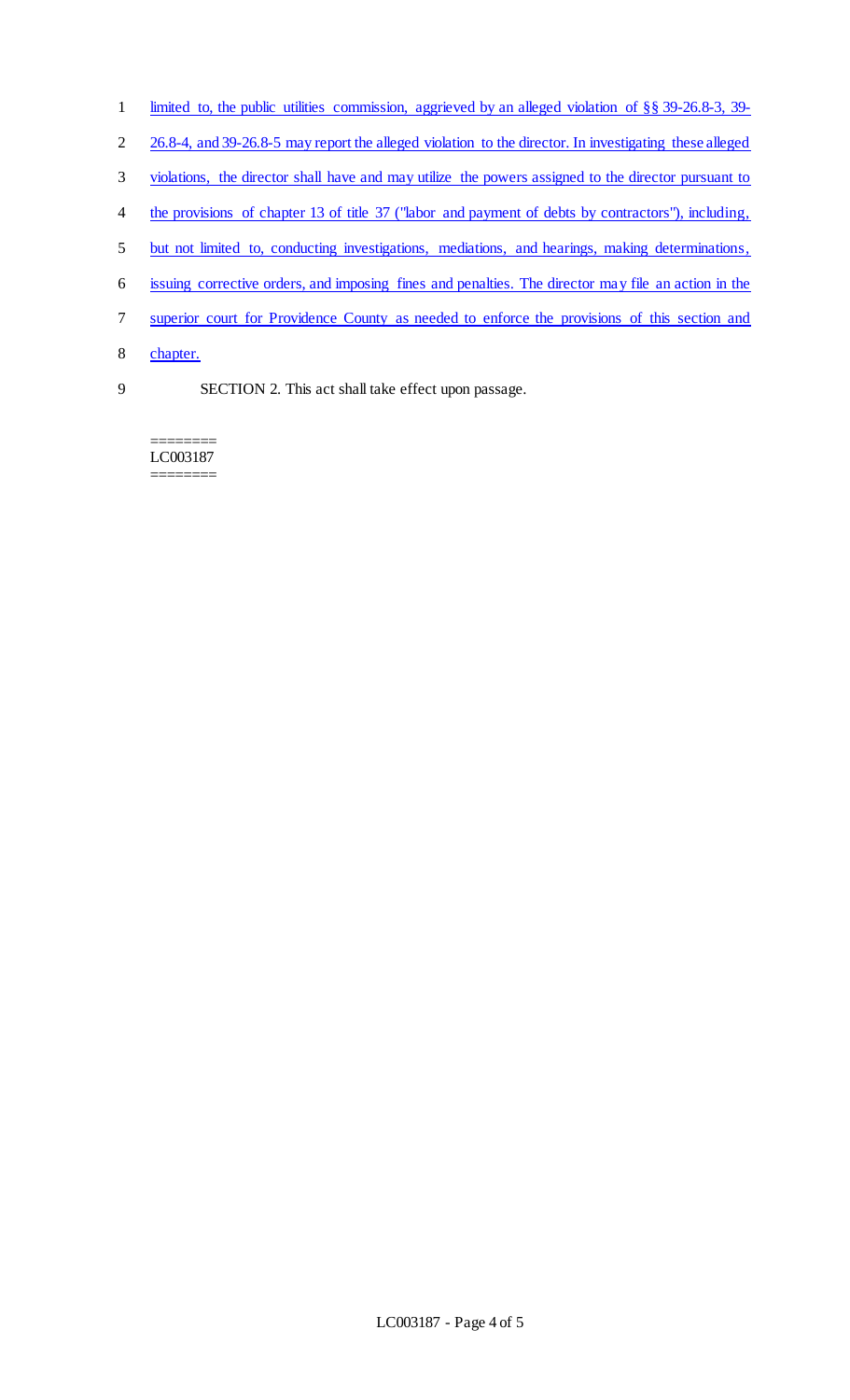limited to, the public utilities commission, aggrieved by an alleged violation of §§ 39-26.8-3, 39-26.8-4, and 39-26.8-5 may report the alleged violation to the director. In investigating these alleged violations, the director shall have and may utilize the powers assigned to the director pursuant to the provisions of chapter 13 of title 37 ("labor and payment of debts by contractors"), including, but not limited to, conducting investigations, mediations, and hearings, making determinations, issuing corrective orders, and imposing fines and penalties. The director may file an action in the superior court for Providence County as needed to enforce the provisions of this section and chapter.

SECTION 2. This act shall take effect upon passage.

========
LC003187
========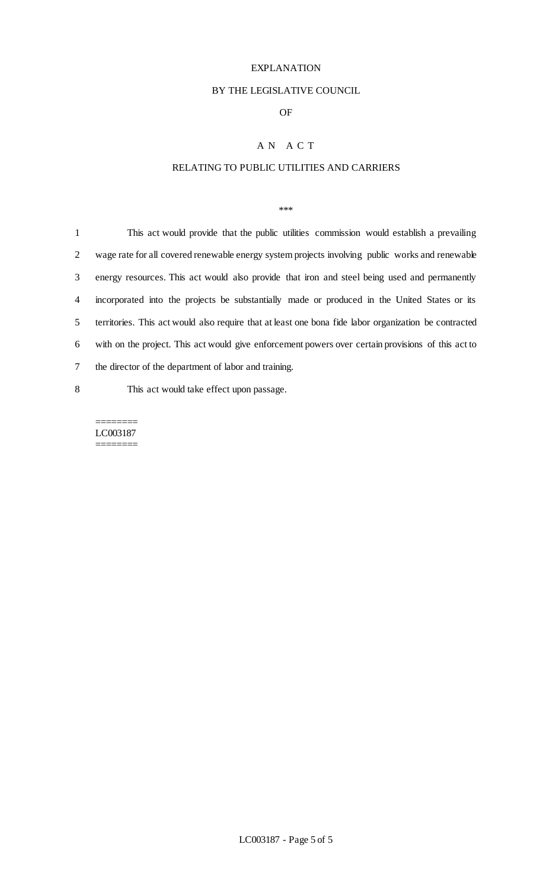# EXPLANATION

## BY THE LEGISLATIVE COUNCIL

### OF

## A N A C T

## RELATING TO PUBLIC UTILITIES AND CARRIERS

\*\*\*

1 This act would provide that the public utilities commission would establish a prevailing
2 wage rate for all covered renewable energy system projects involving public works and renewable
3 energy resources. This act would also provide that iron and steel being used and permanently
4 incorporated into the projects be substantially made or produced in the United States or its
5 territories. This act would also require that at least one bona fide labor organization be contracted
6 with on the project. This act would give enforcement powers over certain provisions of this act to
7 the director of the department of labor and training.

8 This act would take effect upon passage.

========
LC003187
========